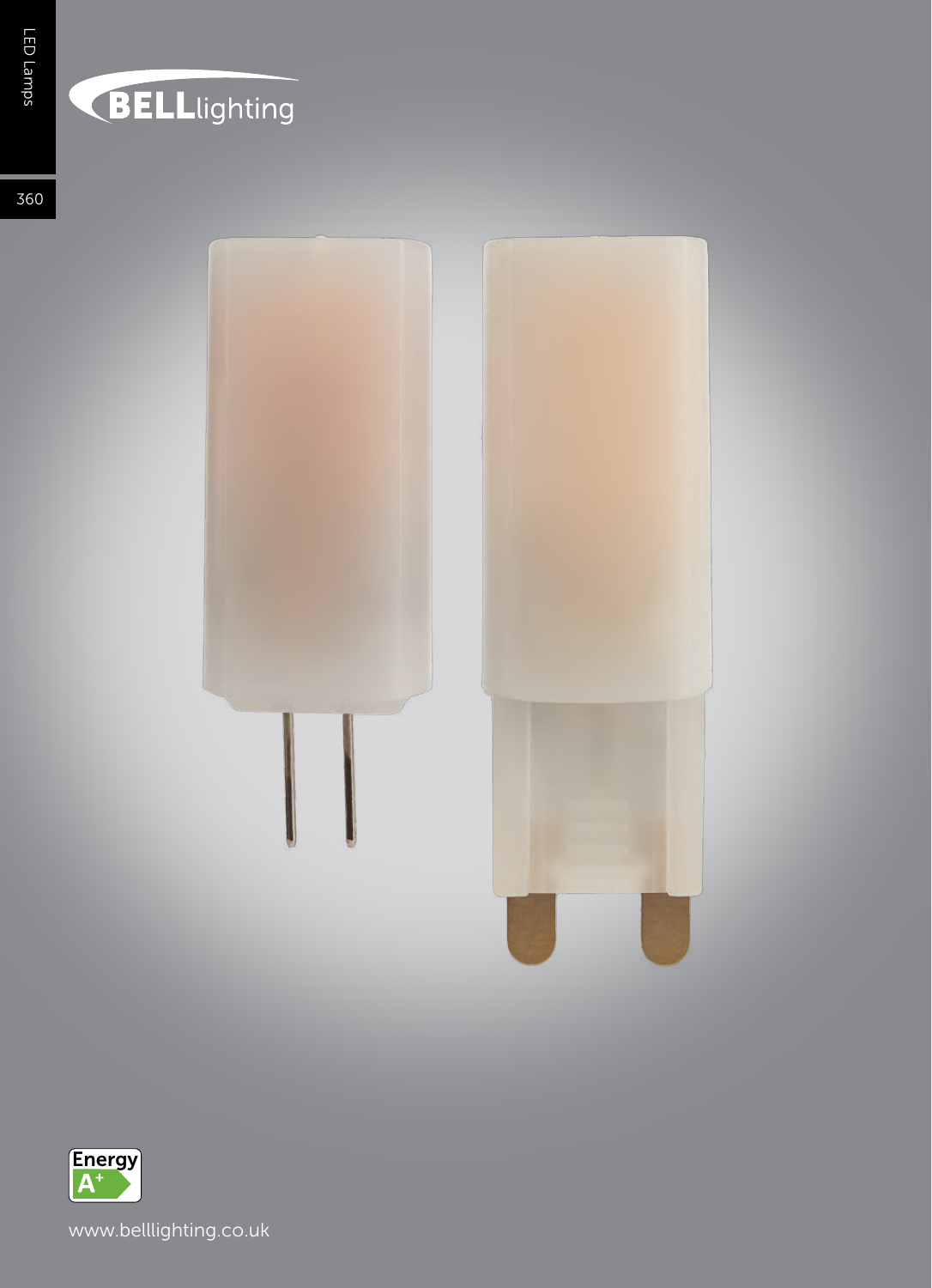BELLlighting

Energy A+

www.belllighting.co.uk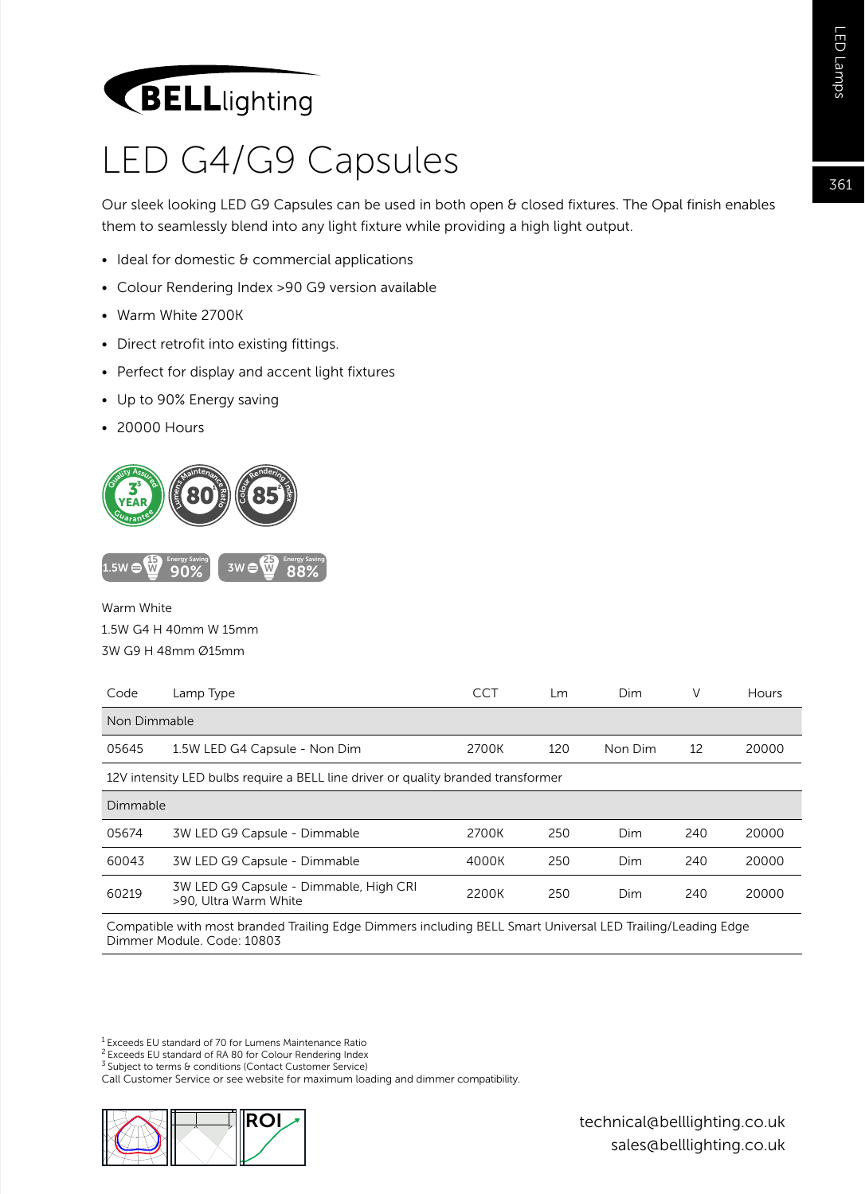# LED G4/G9 Capsules

Our sleek looking LED G9 Capsules can be used in both open & closed fixtures. The Opal finish enables them to seamlessly blend into any light fixture while providing a high light output.

- Ideal for domestic & commercial applications
- Colour Rendering Index >90 G9 version available
- Warm White 2700K
- Direct retrofit into existing fittings.
- Perfect for display and accent light fixtures
- Up to 90% Energy saving
- 20000 Hours

Quality Assured 3[3] YEAR Guarantee | Lumens Maintenance Ratio 80[1] | Colour Rendering Index 85[2]

1.5W = 15W Energy Saving 90% | 3W = 25W Energy Saving 88%

Warm White
1.5W G4 H 40mm W 15mm
3W G9 H 48mm Ø15mm

| Code | Lamp Type | CCT | Lm | Dim | V | Hours |
|---|---|---|---|---|---|---|
| Non Dimmable | | | | | | |
| 05645 | 1.5W LED G4 Capsule - Non Dim | 2700K | 120 | Non Dim | 12 | 20000 |
| 12V intensity LED bulbs require a BELL line driver or quality branded transformer | | | | | | |
| Dimmable | | | | | | |
| 05674 | 3W LED G9 Capsule - Dimmable | 2700K | 250 | Dim | 240 | 20000 |
| 60043 | 3W LED G9 Capsule - Dimmable | 4000K | 250 | Dim | 240 | 20000 |
| 60219 | 3W LED G9 Capsule - Dimmable, High CRI >90, Ultra Warm White | 2200K | 250 | Dim | 240 | 20000 |
| Compatible with most branded Trailing Edge Dimmers including BELL Smart Universal LED Trailing/Leading Edge Dimmer Module. Code: 10803 | | | | | | |

[1] Exceeds EU standard of 70 for Lumens Maintenance Ratio
[2] Exceeds EU standard of RA 80 for Colour Rendering Index
[3] Subject to terms & conditions (Contact Customer Service)
Call Customer Service or see website for maximum loading and dimmer compatibility.

ROI

technical@belllighting.co.uk
sales@belllighting.co.uk